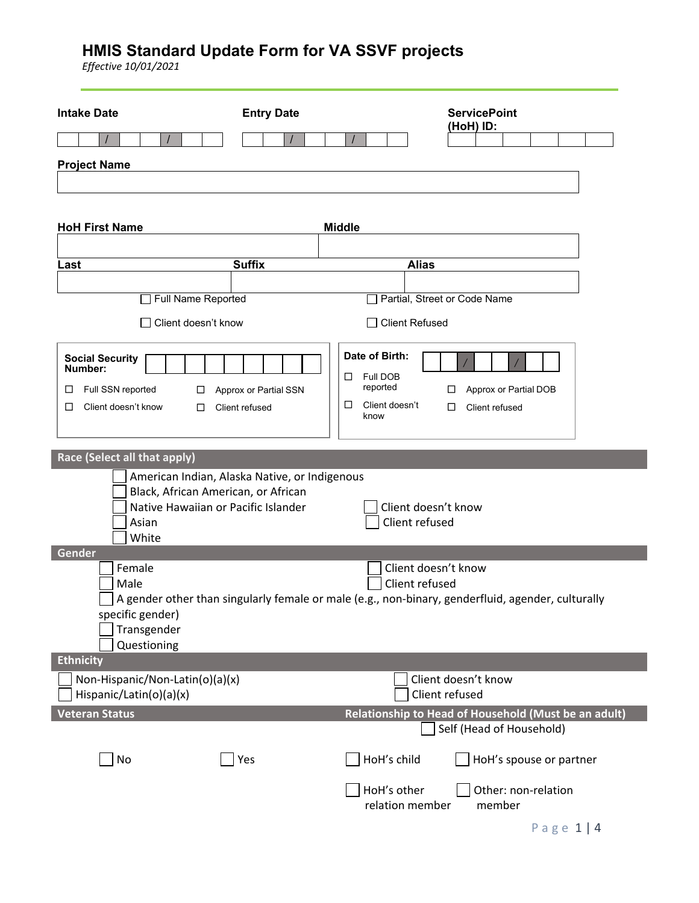# HMIS Standard Update Form for VA SSVF projects

*Effective 10/01/2021*

**Intake Date** \_\_/\_\_/\_\_\_\_

**Entry Date** \_\_/\_\_/\_\_\_\_

**ServicePoint (HoH) ID:**

**Project Name**

**HoH First Name**

**Middle**

**Last**

**Suffix**

**Alias**

☐ Full Name Reported ☐ Partial, Street or Code Name

☐ Client doesn't know ☐ Client Refused

**Social Security Number:**

☐ Full SSN reported ☐ Approx or Partial SSN

☐ Client doesn't know ☐ Client refused

**Date of Birth:** \_\_/\_\_/\_\_\_\_

☐ Full DOB reported ☐ Approx or Partial DOB

☐ Client doesn't know ☐ Client refused

## Race (Select all that apply)

☐ American Indian, Alaska Native, or Indigenous
☐ Black, African American, or African
☐ Native Hawaiian or Pacific Islander
☐ Asian
☐ White
☐ Client doesn't know
☐ Client refused

## Gender

☐ Female
☐ Male
☐ A gender other than singularly female or male (e.g., non-binary, genderfluid, agender, culturally specific gender)
☐ Transgender
☐ Questioning
☐ Client doesn't know
☐ Client refused

## Ethnicity

☐ Non-Hispanic/Non-Latin(o)(a)(x)
☐ Hispanic/Latin(o)(a)(x)
☐ Client doesn't know
☐ Client refused

## Veteran Status

☐ No ☐ Yes

## Relationship to Head of Household (Must be an adult)

☐ Self (Head of Household)
☐ HoH's child
☐ HoH's spouse or partner
☐ HoH's other relation member
☐ Other: non-relation member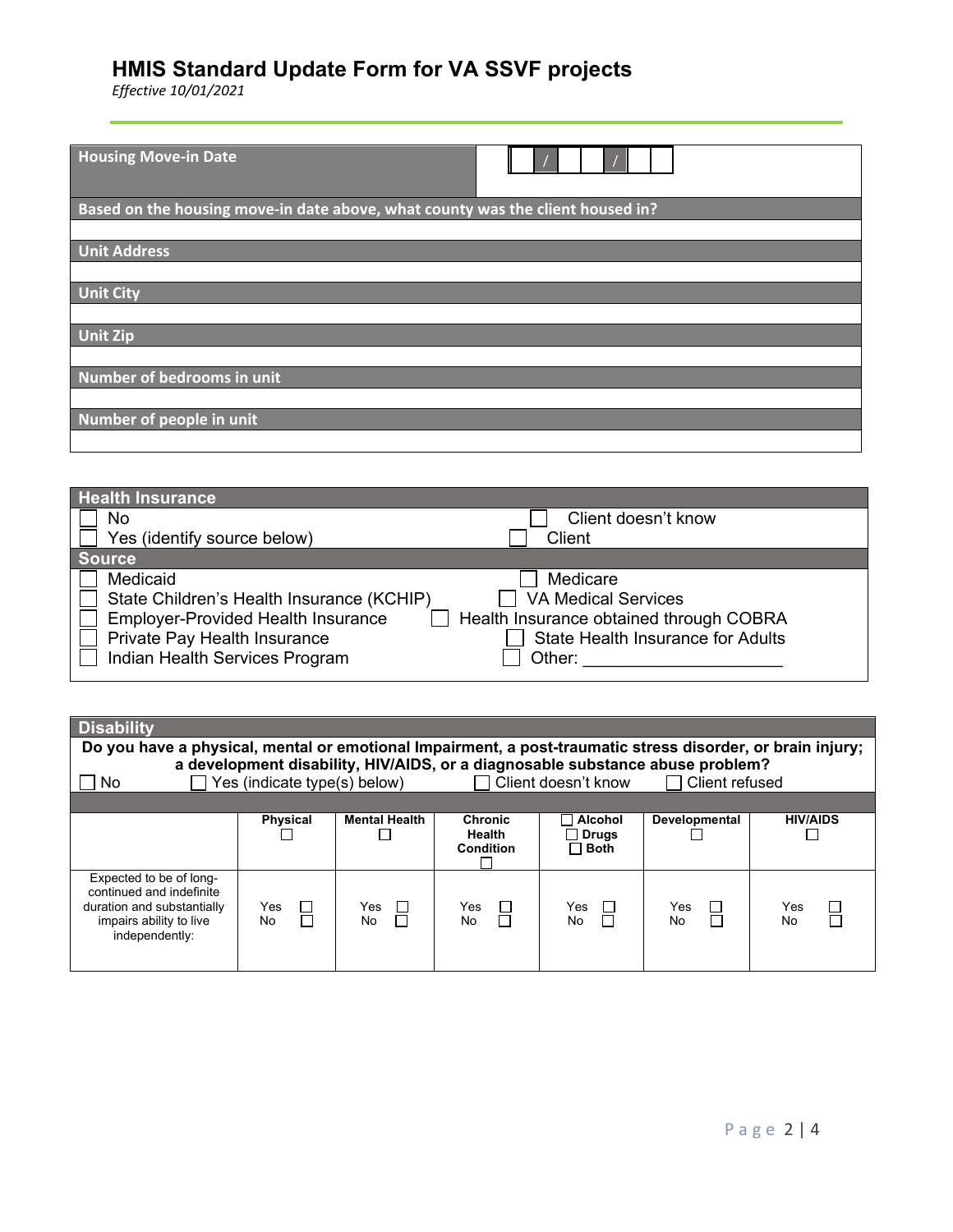# HMIS Standard Update Form for VA SSVF projects

*Effective 10/01/2021*

| **Housing Move-in Date** | ___ / ___ / ___ |
|---|---|

| **Based on the housing move-in date above, what county was the client housed in?** |
|---|
| |
| **Unit Address** |
| |
| **Unit City** |
| |
| **Unit Zip** |
| |
| **Number of bedrooms in unit** |
| |
| **Number of people in unit** |
| |

## Health Insurance

| | |
|---|---|
| ☐ No | ☐ Client doesn't know |
| ☐ Yes (identify source below) | ☐ Client |

**Source**

| | |
|---|---|
| ☐ Medicaid | ☐ Medicare |
| ☐ State Children's Health Insurance (KCHIP) | ☐ VA Medical Services |
| ☐ Employer-Provided Health Insurance | ☐ Health Insurance obtained through COBRA |
| ☐ Private Pay Health Insurance | ☐ State Health Insurance for Adults |
| ☐ Indian Health Services Program | ☐ Other: ____________________ |

## Disability

**Do you have a physical, mental or emotional Impairment, a post-traumatic stress disorder, or brain injury; a development disability, HIV/AIDS, or a diagnosable substance abuse problem?**

☐ No ☐ Yes (indicate type(s) below) ☐ Client doesn't know ☐ Client refused

| | **Physical** ☐ | **Mental Health** ☐ | **Chronic Health Condition** ☐ | ☐ **Alcohol** ☐ **Drugs** ☐ **Both** | **Developmental** ☐ | **HIV/AIDS** ☐ |
|---|---|---|---|---|---|---|
| Expected to be of long-continued and indefinite duration and substantially impairs ability to live independently: | Yes ☐ No ☐ | Yes ☐ No ☐ | Yes ☐ No ☐ | Yes ☐ No ☐ | Yes ☐ No ☐ | Yes ☐ No ☐ |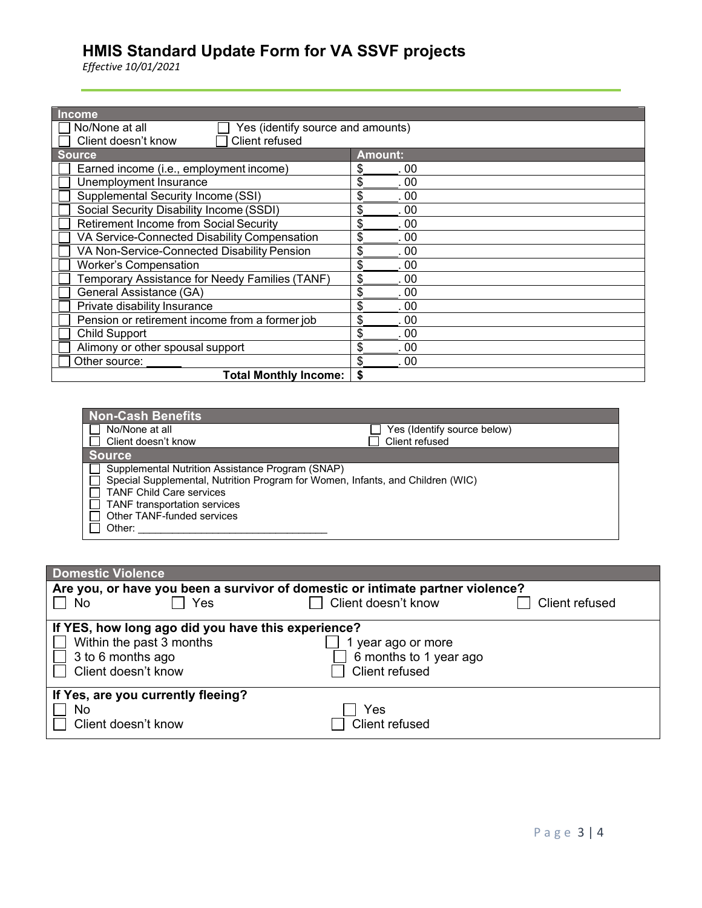# HMIS Standard Update Form for VA SSVF projects

*Effective 10/01/2021*

| Income | |
|---|---|
| ☐ No/None at all<br>☐ Client doesn't know | ☐ Yes (identify source and amounts)<br>☐ Client refused |
| **Source** | **Amount:** |
| ☐ Earned income (i.e., employment income) | $______. 00 |
| ☐ Unemployment Insurance | $______. 00 |
| ☐ Supplemental Security Income (SSI) | $______. 00 |
| ☐ Social Security Disability Income (SSDI) | $______. 00 |
| ☐ Retirement Income from Social Security | $______. 00 |
| ☐ VA Service-Connected Disability Compensation | $______. 00 |
| ☐ VA Non-Service-Connected Disability Pension | $______. 00 |
| ☐ Worker's Compensation | $______. 00 |
| ☐ Temporary Assistance for Needy Families (TANF) | $______. 00 |
| ☐ General Assistance (GA) | $______. 00 |
| ☐ Private disability Insurance | $______. 00 |
| ☐ Pension or retirement income from a former job | $______. 00 |
| ☐ Child Support | $______. 00 |
| ☐ Alimony or other spousal support | $______. 00 |
| ☐ Other source: ______ | $______. 00 |
| **Total Monthly Income:** | **$** |

## Non-Cash Benefits

☐ No/None at all ☐ Yes (Identify source below)
☐ Client doesn't know ☐ Client refused

**Source**

- ☐ Supplemental Nutrition Assistance Program (SNAP)
- ☐ Special Supplemental, Nutrition Program for Women, Infants, and Children (WIC)
- ☐ TANF Child Care services
- ☐ TANF transportation services
- ☐ Other TANF-funded services
- ☐ Other: ________________________________

## Domestic Violence

**Are you, or have you been a survivor of domestic or intimate partner violence?**

☐ No ☐ Yes ☐ Client doesn't know ☐ Client refused

**If YES, how long ago did you have this experience?**

☐ Within the past 3 months ☐ 1 year ago or more
☐ 3 to 6 months ago ☐ 6 months to 1 year ago
☐ Client doesn't know ☐ Client refused

**If Yes, are you currently fleeing?**

☐ No ☐ Yes
☐ Client doesn't know ☐ Client refused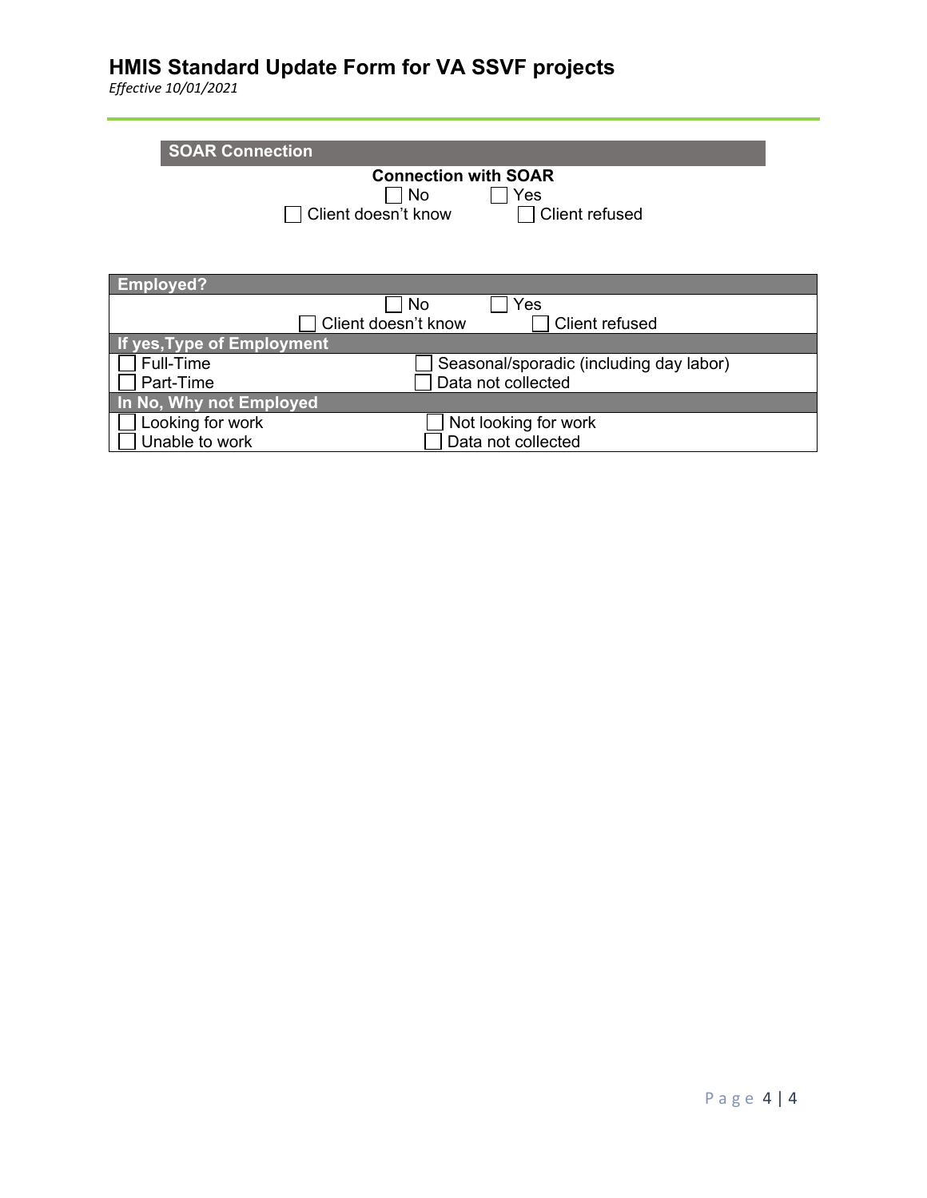# HMIS Standard Update Form for VA SSVF projects

*Effective 10/01/2021*

## SOAR Connection

**Connection with SOAR**

☐ No ☐ Yes
☐ Client doesn't know ☐ Client refused

| Employed? | |
|---|---|
| ☐ No | ☐ Yes |
| ☐ Client doesn't know | ☐ Client refused |
| **If yes,Type of Employment** | |
| ☐ Full-Time | ☐ Seasonal/sporadic (including day labor) |
| ☐ Part-Time | ☐ Data not collected |
| **In No, Why not Employed** | |
| ☐ Looking for work | ☐ Not looking for work |
| ☐ Unable to work | ☐ Data not collected |